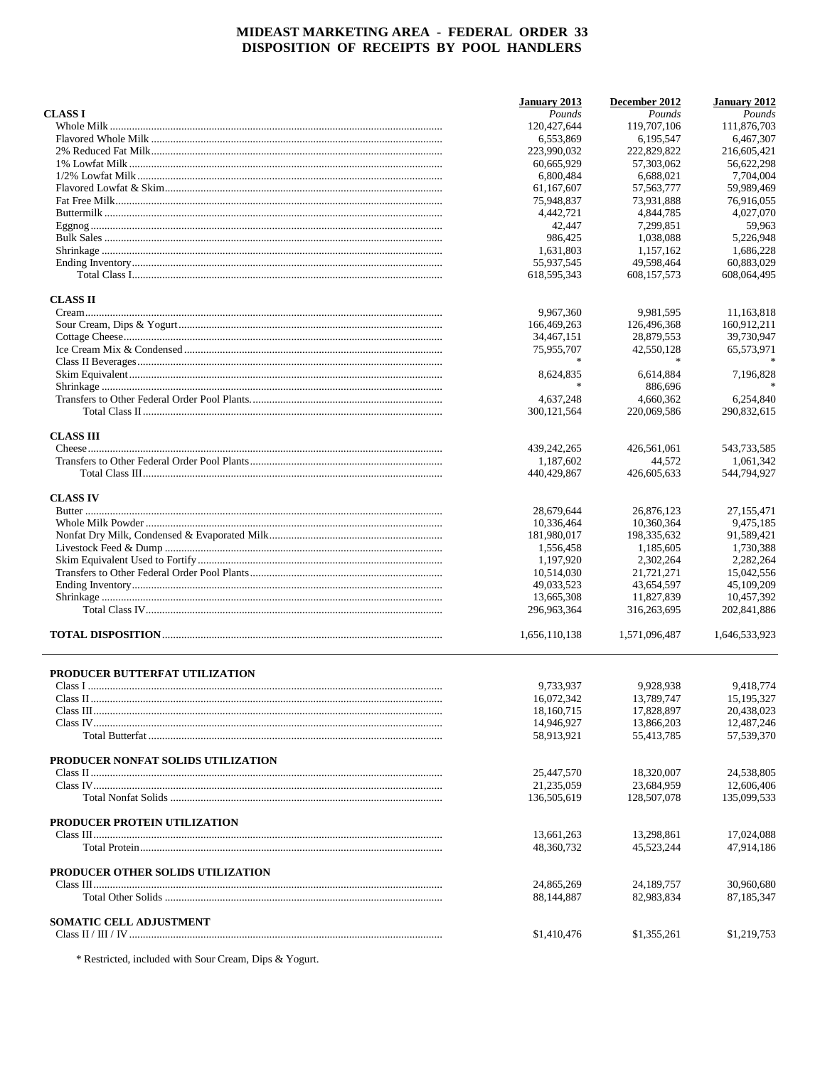# MIDEAST MARKETING AREA - FEDERAL ORDER 33
## DISPOSITION OF RECEIPTS BY POOL HANDLERS

| | January 2013 | December 2012 | January 2012 |
|---|---|---|---|
| **CLASS I** | *Pounds* | *Pounds* | *Pounds* |
| Whole Milk | 120,427,644 | 119,707,106 | 111,876,703 |
| Flavored Whole Milk | 6,553,869 | 6,195,547 | 6,467,307 |
| 2% Reduced Fat Milk | 223,990,032 | 222,829,822 | 216,605,421 |
| 1% Lowfat Milk | 60,665,929 | 57,303,062 | 56,622,298 |
| 1/2% Lowfat Milk | 6,800,484 | 6,688,021 | 7,704,004 |
| Flavored Lowfat & Skim | 61,167,607 | 57,563,777 | 59,989,469 |
| Fat Free Milk | 75,948,837 | 73,931,888 | 76,916,055 |
| Buttermilk | 4,442,721 | 4,844,785 | 4,027,070 |
| Eggnog | 42,447 | 7,299,851 | 59,963 |
| Bulk Sales | 986,425 | 1,038,088 | 5,226,948 |
| Shrinkage | 1,631,803 | 1,157,162 | 1,686,228 |
| Ending Inventory | 55,937,545 | 49,598,464 | 60,883,029 |
| Total Class I | 618,595,343 | 608,157,573 | 608,064,495 |
| **CLASS II** | | | |
| Cream | 9,967,360 | 9,981,595 | 11,163,818 |
| Sour Cream, Dips & Yogurt | 166,469,263 | 126,496,368 | 160,912,211 |
| Cottage Cheese | 34,467,151 | 28,879,553 | 39,730,947 |
| Ice Cream Mix & Condensed | 75,955,707 | 42,550,128 | 65,573,971 |
| Class II Beverages | * | * | * |
| Skim Equivalent | 8,624,835 | 6,614,884 | 7,196,828 |
| Shrinkage | * | 886,696 | * |
| Transfers to Other Federal Order Pool Plants. | 4,637,248 | 4,660,362 | 6,254,840 |
| Total Class II | 300,121,564 | 220,069,586 | 290,832,615 |
| **CLASS III** | | | |
| Cheese | 439,242,265 | 426,561,061 | 543,733,585 |
| Transfers to Other Federal Order Pool Plants | 1,187,602 | 44,572 | 1,061,342 |
| Total Class III | 440,429,867 | 426,605,633 | 544,794,927 |
| **CLASS IV** | | | |
| Butter | 28,679,644 | 26,876,123 | 27,155,471 |
| Whole Milk Powder | 10,336,464 | 10,360,364 | 9,475,185 |
| Nonfat Dry Milk, Condensed & Evaporated Milk | 181,980,017 | 198,335,632 | 91,589,421 |
| Livestock Feed & Dump | 1,556,458 | 1,185,605 | 1,730,388 |
| Skim Equivalent Used to Fortify | 1,197,920 | 2,302,264 | 2,282,264 |
| Transfers to Other Federal Order Pool Plants | 10,514,030 | 21,721,271 | 15,042,556 |
| Ending Inventory | 49,033,523 | 43,654,597 | 45,109,209 |
| Shrinkage | 13,665,308 | 11,827,839 | 10,457,392 |
| Total Class IV | 296,963,364 | 316,263,695 | 202,841,886 |
| **TOTAL DISPOSITION** | 1,656,110,138 | 1,571,096,487 | 1,646,533,923 |

| | January 2013 | December 2012 | January 2012 |
|---|---|---|---|
| **PRODUCER BUTTERFAT UTILIZATION** | | | |
| Class I | 9,733,937 | 9,928,938 | 9,418,774 |
| Class II | 16,072,342 | 13,789,747 | 15,195,327 |
| Class III | 18,160,715 | 17,828,897 | 20,438,023 |
| Class IV | 14,946,927 | 13,866,203 | 12,487,246 |
| Total Butterfat | 58,913,921 | 55,413,785 | 57,539,370 |
| **PRODUCER NONFAT SOLIDS UTILIZATION** | | | |
| Class II | 25,447,570 | 18,320,007 | 24,538,805 |
| Class IV | 21,235,059 | 23,684,959 | 12,606,406 |
| Total Nonfat Solids | 136,505,619 | 128,507,078 | 135,099,533 |
| **PRODUCER PROTEIN UTILIZATION** | | | |
| Class III | 13,661,263 | 13,298,861 | 17,024,088 |
| Total Protein | 48,360,732 | 45,523,244 | 47,914,186 |
| **PRODUCER OTHER SOLIDS UTILIZATION** | | | |
| Class III | 24,865,269 | 24,189,757 | 30,960,680 |
| Total Other Solids | 88,144,887 | 82,983,834 | 87,185,347 |
| **SOMATIC CELL ADJUSTMENT** | | | |
| Class II / III / IV | $1,410,476 | $1,355,261 | $1,219,753 |

* Restricted, included with Sour Cream, Dips & Yogurt.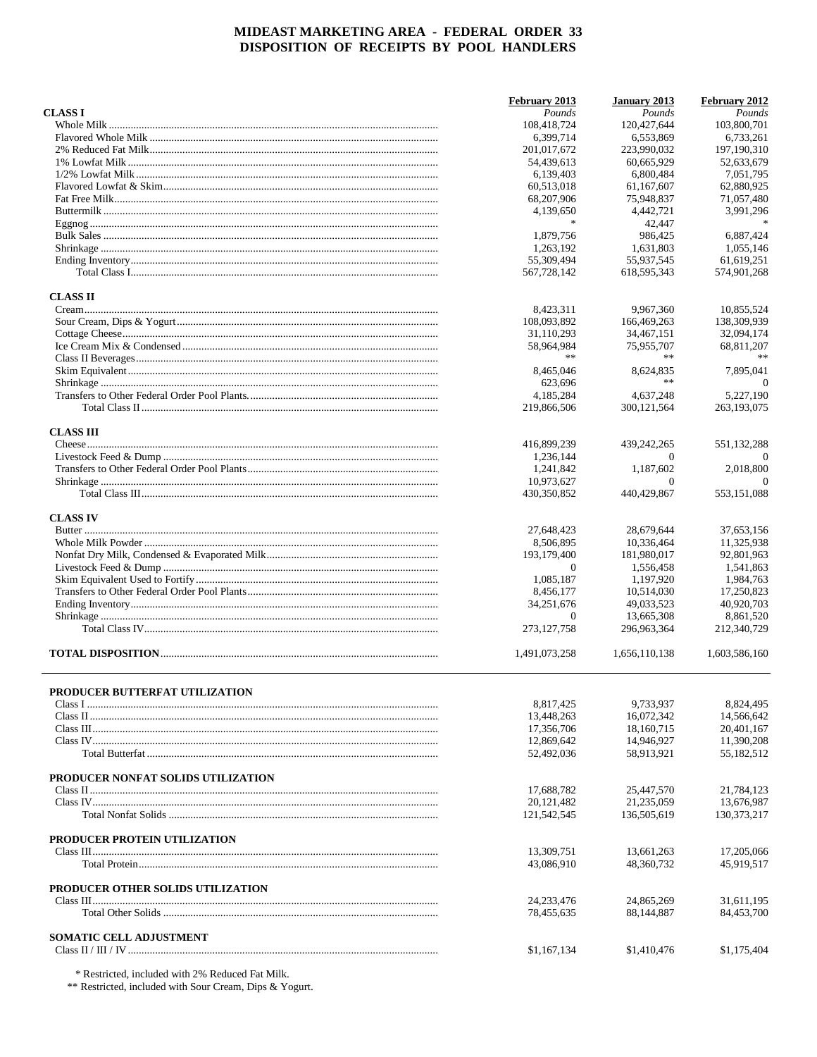# MIDEAST MARKETING AREA - FEDERAL ORDER 33
## DISPOSITION OF RECEIPTS BY POOL HANDLERS

| | February 2013 | January 2013 | February 2012 |
|---|---|---|---|
| **CLASS I** | *Pounds* | *Pounds* | *Pounds* |
| Whole Milk | 108,418,724 | 120,427,644 | 103,800,701 |
| Flavored Whole Milk | 6,399,714 | 6,553,869 | 6,733,261 |
| 2% Reduced Fat Milk | 201,017,672 | 223,990,032 | 197,190,310 |
| 1% Lowfat Milk | 54,439,613 | 60,665,929 | 52,633,679 |
| 1/2% Lowfat Milk | 6,139,403 | 6,800,484 | 7,051,795 |
| Flavored Lowfat & Skim | 60,513,018 | 61,167,607 | 62,880,925 |
| Fat Free Milk | 68,207,906 | 75,948,837 | 71,057,480 |
| Buttermilk | 4,139,650 | 4,442,721 | 3,991,296 |
| Eggnog | * | 42,447 | * |
| Bulk Sales | 1,879,756 | 986,425 | 6,887,424 |
| Shrinkage | 1,263,192 | 1,631,803 | 1,055,146 |
| Ending Inventory | 55,309,494 | 55,937,545 | 61,619,251 |
| Total Class I | 567,728,142 | 618,595,343 | 574,901,268 |
| **CLASS II** | | | |
| Cream | 8,423,311 | 9,967,360 | 10,855,524 |
| Sour Cream, Dips & Yogurt | 108,093,892 | 166,469,263 | 138,309,939 |
| Cottage Cheese | 31,110,293 | 34,467,151 | 32,094,174 |
| Ice Cream Mix & Condensed | 58,964,984 | 75,955,707 | 68,811,207 |
| Class II Beverages | ** | ** | ** |
| Skim Equivalent | 8,465,046 | 8,624,835 | 7,895,041 |
| Shrinkage | 623,696 | ** | 0 |
| Transfers to Other Federal Order Pool Plants | 4,185,284 | 4,637,248 | 5,227,190 |
| Total Class II | 219,866,506 | 300,121,564 | 263,193,075 |
| **CLASS III** | | | |
| Cheese | 416,899,239 | 439,242,265 | 551,132,288 |
| Livestock Feed & Dump | 1,236,144 | 0 | 0 |
| Transfers to Other Federal Order Pool Plants | 1,241,842 | 1,187,602 | 2,018,800 |
| Shrinkage | 10,973,627 | 0 | 0 |
| Total Class III | 430,350,852 | 440,429,867 | 553,151,088 |
| **CLASS IV** | | | |
| Butter | 27,648,423 | 28,679,644 | 37,653,156 |
| Whole Milk Powder | 8,506,895 | 10,336,464 | 11,325,938 |
| Nonfat Dry Milk, Condensed & Evaporated Milk | 193,179,400 | 181,980,017 | 92,801,963 |
| Livestock Feed & Dump | 0 | 1,556,458 | 1,541,863 |
| Skim Equivalent Used to Fortify | 1,085,187 | 1,197,920 | 1,984,763 |
| Transfers to Other Federal Order Pool Plants | 8,456,177 | 10,514,030 | 17,250,823 |
| Ending Inventory | 34,251,676 | 49,033,523 | 40,920,703 |
| Shrinkage | 0 | 13,665,308 | 8,861,520 |
| Total Class IV | 273,127,758 | 296,963,364 | 212,340,729 |
| **TOTAL DISPOSITION** | 1,491,073,258 | 1,656,110,138 | 1,603,586,160 |

| | February 2013 | January 2013 | February 2012 |
|---|---|---|---|
| **PRODUCER BUTTERFAT UTILIZATION** | | | |
| Class I | 8,817,425 | 9,733,937 | 8,824,495 |
| Class II | 13,448,263 | 16,072,342 | 14,566,642 |
| Class III | 17,356,706 | 18,160,715 | 20,401,167 |
| Class IV | 12,869,642 | 14,946,927 | 11,390,208 |
| Total Butterfat | 52,492,036 | 58,913,921 | 55,182,512 |
| **PRODUCER NONFAT SOLIDS UTILIZATION** | | | |
| Class II | 17,688,782 | 25,447,570 | 21,784,123 |
| Class IV | 20,121,482 | 21,235,059 | 13,676,987 |
| Total Nonfat Solids | 121,542,545 | 136,505,619 | 130,373,217 |
| **PRODUCER PROTEIN UTILIZATION** | | | |
| Class III | 13,309,751 | 13,661,263 | 17,205,066 |
| Total Protein | 43,086,910 | 48,360,732 | 45,919,517 |
| **PRODUCER OTHER SOLIDS UTILIZATION** | | | |
| Class III | 24,233,476 | 24,865,269 | 31,611,195 |
| Total Other Solids | 78,455,635 | 88,144,887 | 84,453,700 |
| **SOMATIC CELL ADJUSTMENT** | | | |
| Class II / III / IV | $1,167,134 | $1,410,476 | $1,175,404 |

\* Restricted, included with 2% Reduced Fat Milk.

\*\* Restricted, included with Sour Cream, Dips & Yogurt.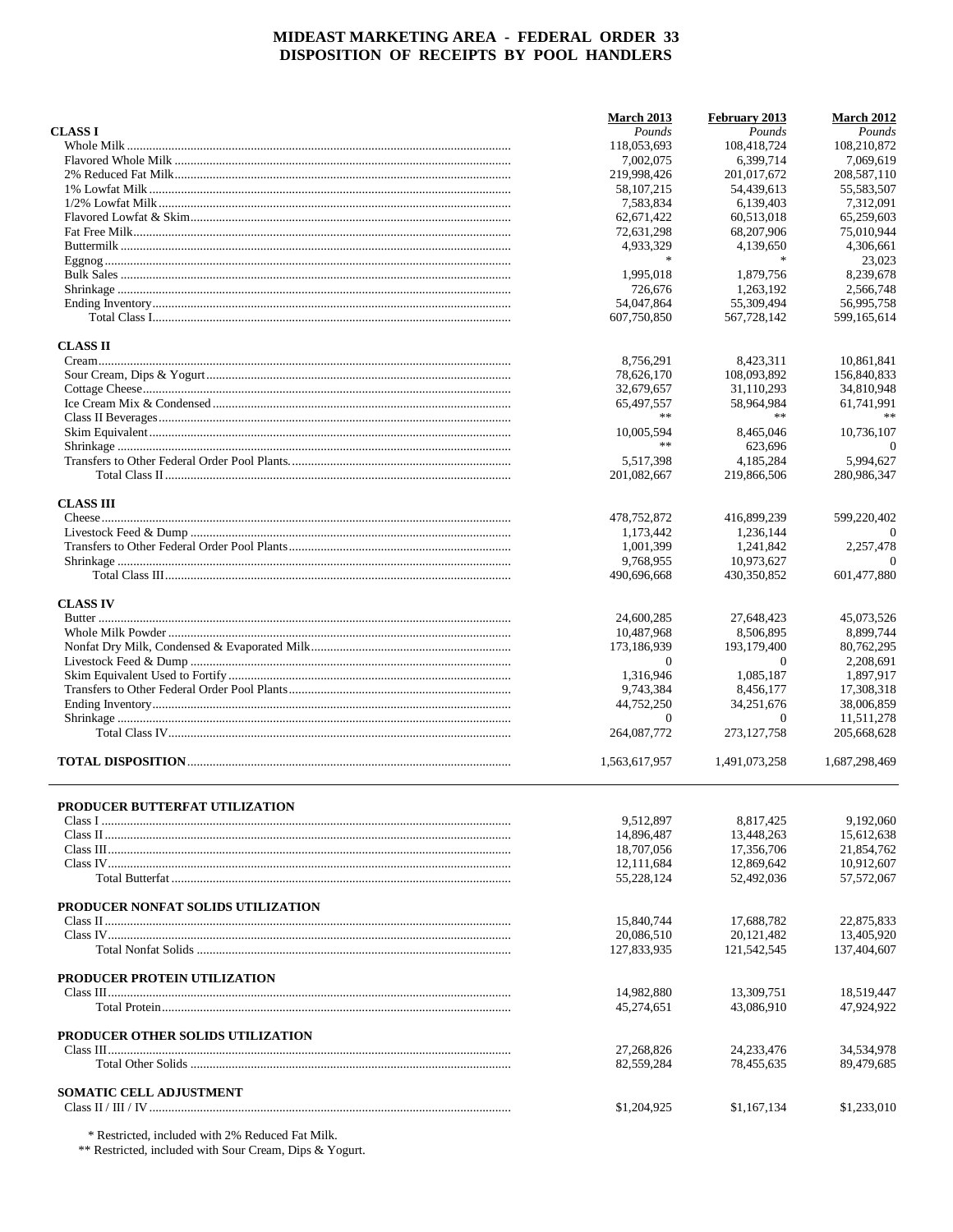# MIDEAST MARKETING AREA - FEDERAL ORDER 33
## DISPOSITION OF RECEIPTS BY POOL HANDLERS

| | March 2013 | February 2013 | March 2012 |
|---|---|---|---|
| **CLASS I** | *Pounds* | *Pounds* | *Pounds* |
| Whole Milk | 118,053,693 | 108,418,724 | 108,210,872 |
| Flavored Whole Milk | 7,002,075 | 6,399,714 | 7,069,619 |
| 2% Reduced Fat Milk | 219,998,426 | 201,017,672 | 208,587,110 |
| 1% Lowfat Milk | 58,107,215 | 54,439,613 | 55,583,507 |
| 1/2% Lowfat Milk | 7,583,834 | 6,139,403 | 7,312,091 |
| Flavored Lowfat & Skim | 62,671,422 | 60,513,018 | 65,259,603 |
| Fat Free Milk | 72,631,298 | 68,207,906 | 75,010,944 |
| Buttermilk | 4,933,329 | 4,139,650 | 4,306,661 |
| Eggnog | * | * | 23,023 |
| Bulk Sales | 1,995,018 | 1,879,756 | 8,239,678 |
| Shrinkage | 726,676 | 1,263,192 | 2,566,748 |
| Ending Inventory | 54,047,864 | 55,309,494 | 56,995,758 |
| Total Class I | 607,750,850 | 567,728,142 | 599,165,614 |
| **CLASS II** | | | |
| Cream | 8,756,291 | 8,423,311 | 10,861,841 |
| Sour Cream, Dips & Yogurt | 78,626,170 | 108,093,892 | 156,840,833 |
| Cottage Cheese | 32,679,657 | 31,110,293 | 34,810,948 |
| Ice Cream Mix & Condensed | 65,497,557 | 58,964,984 | 61,741,991 |
| Class II Beverages | ** | ** | ** |
| Skim Equivalent | 10,005,594 | 8,465,046 | 10,736,107 |
| Shrinkage | ** | 623,696 | 0 |
| Transfers to Other Federal Order Pool Plants | 5,517,398 | 4,185,284 | 5,994,627 |
| Total Class II | 201,082,667 | 219,866,506 | 280,986,347 |
| **CLASS III** | | | |
| Cheese | 478,752,872 | 416,899,239 | 599,220,402 |
| Livestock Feed & Dump | 1,173,442 | 1,236,144 | 0 |
| Transfers to Other Federal Order Pool Plants | 1,001,399 | 1,241,842 | 2,257,478 |
| Shrinkage | 9,768,955 | 10,973,627 | 0 |
| Total Class III | 490,696,668 | 430,350,852 | 601,477,880 |
| **CLASS IV** | | | |
| Butter | 24,600,285 | 27,648,423 | 45,073,526 |
| Whole Milk Powder | 10,487,968 | 8,506,895 | 8,899,744 |
| Nonfat Dry Milk, Condensed & Evaporated Milk | 173,186,939 | 193,179,400 | 80,762,295 |
| Livestock Feed & Dump | 0 | 0 | 2,208,691 |
| Skim Equivalent Used to Fortify | 1,316,946 | 1,085,187 | 1,897,917 |
| Transfers to Other Federal Order Pool Plants | 9,743,384 | 8,456,177 | 17,308,318 |
| Ending Inventory | 44,752,250 | 34,251,676 | 38,006,859 |
| Shrinkage | 0 | 0 | 11,511,278 |
| Total Class IV | 264,087,772 | 273,127,758 | 205,668,628 |
| **TOTAL DISPOSITION** | 1,563,617,957 | 1,491,073,258 | 1,687,298,469 |
| **PRODUCER BUTTERFAT UTILIZATION** | | | |
| Class I | 9,512,897 | 8,817,425 | 9,192,060 |
| Class II | 14,896,487 | 13,448,263 | 15,612,638 |
| Class III | 18,707,056 | 17,356,706 | 21,854,762 |
| Class IV | 12,111,684 | 12,869,642 | 10,912,607 |
| Total Butterfat | 55,228,124 | 52,492,036 | 57,572,067 |
| **PRODUCER NONFAT SOLIDS UTILIZATION** | | | |
| Class II | 15,840,744 | 17,688,782 | 22,875,833 |
| Class IV | 20,086,510 | 20,121,482 | 13,405,920 |
| Total Nonfat Solids | 127,833,935 | 121,542,545 | 137,404,607 |
| **PRODUCER PROTEIN UTILIZATION** | | | |
| Class III | 14,982,880 | 13,309,751 | 18,519,447 |
| Total Protein | 45,274,651 | 43,086,910 | 47,924,922 |
| **PRODUCER OTHER SOLIDS UTILIZATION** | | | |
| Class III | 27,268,826 | 24,233,476 | 34,534,978 |
| Total Other Solids | 82,559,284 | 78,455,635 | 89,479,685 |
| **SOMATIC CELL ADJUSTMENT** | | | |
| Class II / III / IV | $1,204,925 | $1,167,134 | $1,233,010 |

\* Restricted, included with 2% Reduced Fat Milk.

\** Restricted, included with Sour Cream, Dips & Yogurt.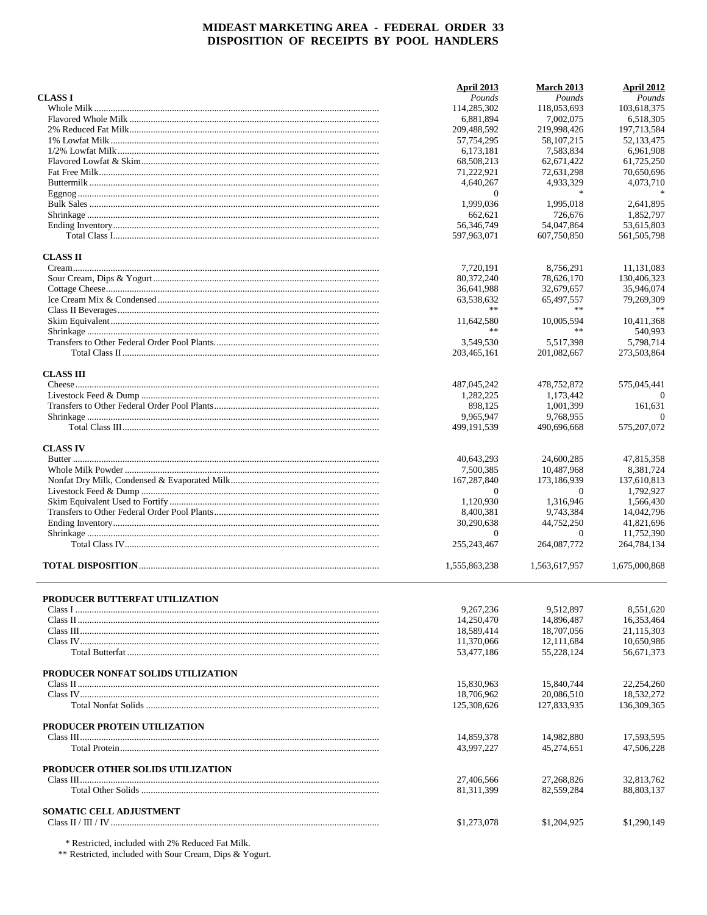# MIDEAST MARKETING AREA - FEDERAL ORDER 33
# DISPOSITION OF RECEIPTS BY POOL HANDLERS

| | April 2013 | March 2013 | April 2012 |
|---|---|---|---|
| **CLASS I** | *Pounds* | *Pounds* | *Pounds* |
| Whole Milk | 114,285,302 | 118,053,693 | 103,618,375 |
| Flavored Whole Milk | 6,881,894 | 7,002,075 | 6,518,305 |
| 2% Reduced Fat Milk | 209,488,592 | 219,998,426 | 197,713,584 |
| 1% Lowfat Milk | 57,754,295 | 58,107,215 | 52,133,475 |
| 1/2% Lowfat Milk | 6,173,181 | 7,583,834 | 6,961,908 |
| Flavored Lowfat & Skim | 68,508,213 | 62,671,422 | 61,725,250 |
| Fat Free Milk | 71,222,921 | 72,631,298 | 70,650,696 |
| Buttermilk | 4,640,267 | 4,933,329 | 4,073,710 |
| Eggnog | 0 | * | * |
| Bulk Sales | 1,999,036 | 1,995,018 | 2,641,895 |
| Shrinkage | 662,621 | 726,676 | 1,852,797 |
| Ending Inventory | 56,346,749 | 54,047,864 | 53,615,803 |
| Total Class I | 597,963,071 | 607,750,850 | 561,505,798 |
| **CLASS II** | | | |
| Cream | 7,720,191 | 8,756,291 | 11,131,083 |
| Sour Cream, Dips & Yogurt | 80,372,240 | 78,626,170 | 130,406,323 |
| Cottage Cheese | 36,641,988 | 32,679,657 | 35,946,074 |
| Ice Cream Mix & Condensed | 63,538,632 | 65,497,557 | 79,269,309 |
| Class II Beverages | ** | ** | ** |
| Skim Equivalent | 11,642,580 | 10,005,594 | 10,411,368 |
| Shrinkage | ** | ** | 540,993 |
| Transfers to Other Federal Order Pool Plants | 3,549,530 | 5,517,398 | 5,798,714 |
| Total Class II | 203,465,161 | 201,082,667 | 273,503,864 |
| **CLASS III** | | | |
| Cheese | 487,045,242 | 478,752,872 | 575,045,441 |
| Livestock Feed & Dump | 1,282,225 | 1,173,442 | 0 |
| Transfers to Other Federal Order Pool Plants | 898,125 | 1,001,399 | 161,631 |
| Shrinkage | 9,965,947 | 9,768,955 | 0 |
| Total Class III | 499,191,539 | 490,696,668 | 575,207,072 |
| **CLASS IV** | | | |
| Butter | 40,643,293 | 24,600,285 | 47,815,358 |
| Whole Milk Powder | 7,500,385 | 10,487,968 | 8,381,724 |
| Nonfat Dry Milk, Condensed & Evaporated Milk | 167,287,840 | 173,186,939 | 137,610,813 |
| Livestock Feed & Dump | 0 | 0 | 1,792,927 |
| Skim Equivalent Used to Fortify | 1,120,930 | 1,316,946 | 1,566,430 |
| Transfers to Other Federal Order Pool Plants | 8,400,381 | 9,743,384 | 14,042,796 |
| Ending Inventory | 30,290,638 | 44,752,250 | 41,821,696 |
| Shrinkage | 0 | 0 | 11,752,390 |
| Total Class IV | 255,243,467 | 264,087,772 | 264,784,134 |
| **TOTAL DISPOSITION** | 1,555,863,238 | 1,563,617,957 | 1,675,000,868 |

| | April 2013 | March 2013 | April 2012 |
|---|---|---|---|
| **PRODUCER BUTTERFAT UTILIZATION** | | | |
| Class I | 9,267,236 | 9,512,897 | 8,551,620 |
| Class II | 14,250,470 | 14,896,487 | 16,353,464 |
| Class III | 18,589,414 | 18,707,056 | 21,115,303 |
| Class IV | 11,370,066 | 12,111,684 | 10,650,986 |
| Total Butterfat | 53,477,186 | 55,228,124 | 56,671,373 |
| **PRODUCER NONFAT SOLIDS UTILIZATION** | | | |
| Class II | 15,830,963 | 15,840,744 | 22,254,260 |
| Class IV | 18,706,962 | 20,086,510 | 18,532,272 |
| Total Nonfat Solids | 125,308,626 | 127,833,935 | 136,309,365 |
| **PRODUCER PROTEIN UTILIZATION** | | | |
| Class III | 14,859,378 | 14,982,880 | 17,593,595 |
| Total Protein | 43,997,227 | 45,274,651 | 47,506,228 |
| **PRODUCER OTHER SOLIDS UTILIZATION** | | | |
| Class III | 27,406,566 | 27,268,826 | 32,813,762 |
| Total Other Solids | 81,311,399 | 82,559,284 | 88,803,137 |
| **SOMATIC CELL ADJUSTMENT** | | | |
| Class II / III / IV | $1,273,078 | $1,204,925 | $1,290,149 |

\* Restricted, included with 2% Reduced Fat Milk.

** Restricted, included with Sour Cream, Dips & Yogurt.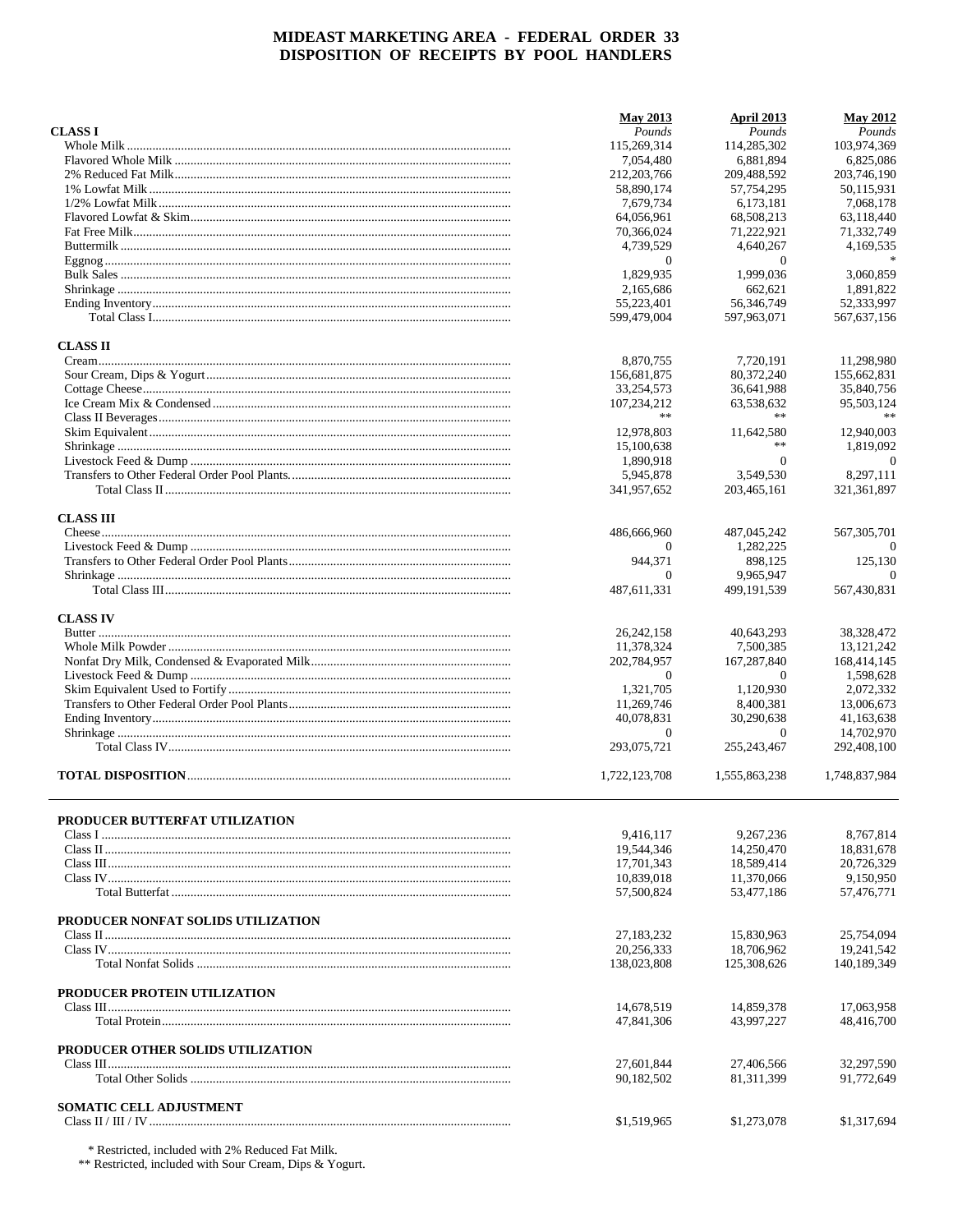# MIDEAST MARKETING AREA - FEDERAL ORDER 33
## DISPOSITION OF RECEIPTS BY POOL HANDLERS

| | May 2013 | April 2013 | May 2012 |
|---|---|---|---|
| **CLASS I** | *Pounds* | *Pounds* | *Pounds* |
| Whole Milk | 115,269,314 | 114,285,302 | 103,974,369 |
| Flavored Whole Milk | 7,054,480 | 6,881,894 | 6,825,086 |
| 2% Reduced Fat Milk | 212,203,766 | 209,488,592 | 203,746,190 |
| 1% Lowfat Milk | 58,890,174 | 57,754,295 | 50,115,931 |
| 1/2% Lowfat Milk | 7,679,734 | 6,173,181 | 7,068,178 |
| Flavored Lowfat & Skim | 64,056,961 | 68,508,213 | 63,118,440 |
| Fat Free Milk | 70,366,024 | 71,222,921 | 71,332,749 |
| Buttermilk | 4,739,529 | 4,640,267 | 4,169,535 |
| Eggnog | 0 | 0 | * |
| Bulk Sales | 1,829,935 | 1,999,036 | 3,060,859 |
| Shrinkage | 2,165,686 | 662,621 | 1,891,822 |
| Ending Inventory | 55,223,401 | 56,346,749 | 52,333,997 |
| Total Class I | 599,479,004 | 597,963,071 | 567,637,156 |
| **CLASS II** | | | |
| Cream | 8,870,755 | 7,720,191 | 11,298,980 |
| Sour Cream, Dips & Yogurt | 156,681,875 | 80,372,240 | 155,662,831 |
| Cottage Cheese | 33,254,573 | 36,641,988 | 35,840,756 |
| Ice Cream Mix & Condensed | 107,234,212 | 63,538,632 | 95,503,124 |
| Class II Beverages | ** | ** | ** |
| Skim Equivalent | 12,978,803 | 11,642,580 | 12,940,003 |
| Shrinkage | 15,100,638 | ** | 1,819,092 |
| Livestock Feed & Dump | 1,890,918 | 0 | 0 |
| Transfers to Other Federal Order Pool Plants. | 5,945,878 | 3,549,530 | 8,297,111 |
| Total Class II | 341,957,652 | 203,465,161 | 321,361,897 |
| **CLASS III** | | | |
| Cheese | 486,666,960 | 487,045,242 | 567,305,701 |
| Livestock Feed & Dump | 0 | 1,282,225 | 0 |
| Transfers to Other Federal Order Pool Plants | 944,371 | 898,125 | 125,130 |
| Shrinkage | 0 | 9,965,947 | 0 |
| Total Class III | 487,611,331 | 499,191,539 | 567,430,831 |
| **CLASS IV** | | | |
| Butter | 26,242,158 | 40,643,293 | 38,328,472 |
| Whole Milk Powder | 11,378,324 | 7,500,385 | 13,121,242 |
| Nonfat Dry Milk, Condensed & Evaporated Milk | 202,784,957 | 167,287,840 | 168,414,145 |
| Livestock Feed & Dump | 0 | 0 | 1,598,628 |
| Skim Equivalent Used to Fortify | 1,321,705 | 1,120,930 | 2,072,332 |
| Transfers to Other Federal Order Pool Plants | 11,269,746 | 8,400,381 | 13,006,673 |
| Ending Inventory | 40,078,831 | 30,290,638 | 41,163,638 |
| Shrinkage | 0 | 0 | 14,702,970 |
| Total Class IV | 293,075,721 | 255,243,467 | 292,408,100 |
| **TOTAL DISPOSITION** | 1,722,123,708 | 1,555,863,238 | 1,748,837,984 |

| | May 2013 | April 2013 | May 2012 |
|---|---|---|---|
| **PRODUCER BUTTERFAT UTILIZATION** | | | |
| Class I | 9,416,117 | 9,267,236 | 8,767,814 |
| Class II | 19,544,346 | 14,250,470 | 18,831,678 |
| Class III | 17,701,343 | 18,589,414 | 20,726,329 |
| Class IV | 10,839,018 | 11,370,066 | 9,150,950 |
| Total Butterfat | 57,500,824 | 53,477,186 | 57,476,771 |
| **PRODUCER NONFAT SOLIDS UTILIZATION** | | | |
| Class II | 27,183,232 | 15,830,963 | 25,754,094 |
| Class IV | 20,256,333 | 18,706,962 | 19,241,542 |
| Total Nonfat Solids | 138,023,808 | 125,308,626 | 140,189,349 |
| **PRODUCER PROTEIN UTILIZATION** | | | |
| Class III | 14,678,519 | 14,859,378 | 17,063,958 |
| Total Protein | 47,841,306 | 43,997,227 | 48,416,700 |
| **PRODUCER OTHER SOLIDS UTILIZATION** | | | |
| Class III | 27,601,844 | 27,406,566 | 32,297,590 |
| Total Other Solids | 90,182,502 | 81,311,399 | 91,772,649 |
| **SOMATIC CELL ADJUSTMENT** | | | |
| Class II / III / IV | $1,519,965 | $1,273,078 | $1,317,694 |

\* Restricted, included with 2% Reduced Fat Milk.
\*\* Restricted, included with Sour Cream, Dips & Yogurt.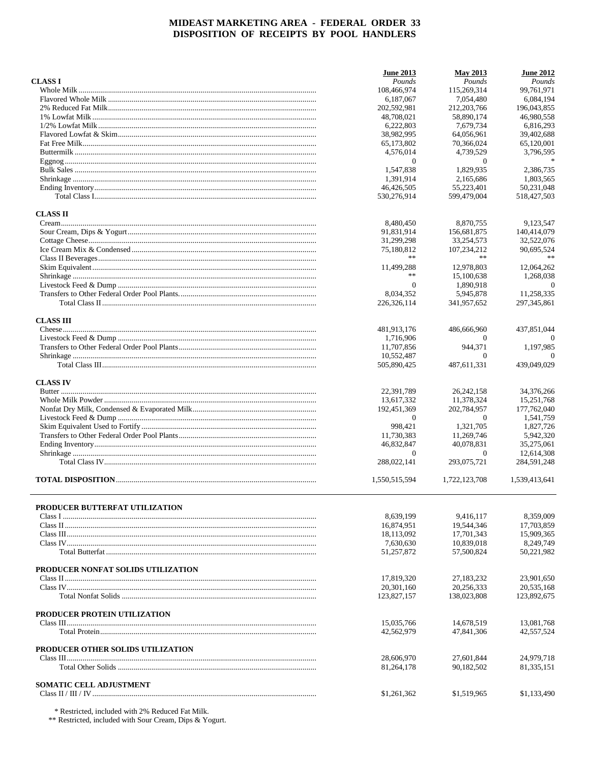# MIDEAST MARKETING AREA - FEDERAL ORDER 33
## DISPOSITION OF RECEIPTS BY POOL HANDLERS

| | June 2013 | May 2013 | June 2012 |
|---|---|---|---|
| **CLASS I** | *Pounds* | *Pounds* | *Pounds* |
| Whole Milk | 108,466,974 | 115,269,314 | 99,761,971 |
| Flavored Whole Milk | 6,187,067 | 7,054,480 | 6,084,194 |
| 2% Reduced Fat Milk | 202,592,981 | 212,203,766 | 196,043,855 |
| 1% Lowfat Milk | 48,708,021 | 58,890,174 | 46,980,558 |
| 1/2% Lowfat Milk | 6,222,803 | 7,679,734 | 6,816,293 |
| Flavored Lowfat & Skim | 38,982,995 | 64,056,961 | 39,402,688 |
| Fat Free Milk | 65,173,802 | 70,366,024 | 65,120,001 |
| Buttermilk | 4,576,014 | 4,739,529 | 3,796,595 |
| Eggnog | 0 | 0 | * |
| Bulk Sales | 1,547,838 | 1,829,935 | 2,386,735 |
| Shrinkage | 1,391,914 | 2,165,686 | 1,803,565 |
| Ending Inventory | 46,426,505 | 55,223,401 | 50,231,048 |
| Total Class I | 530,276,914 | 599,479,004 | 518,427,503 |
| **CLASS II** | | | |
| Cream | 8,480,450 | 8,870,755 | 9,123,547 |
| Sour Cream, Dips & Yogurt | 91,831,914 | 156,681,875 | 140,414,079 |
| Cottage Cheese | 31,299,298 | 33,254,573 | 32,522,076 |
| Ice Cream Mix & Condensed | 75,180,812 | 107,234,212 | 90,695,524 |
| Class II Beverages | ** | ** | ** |
| Skim Equivalent | 11,499,288 | 12,978,803 | 12,064,262 |
| Shrinkage | ** | 15,100,638 | 1,268,038 |
| Livestock Feed & Dump | 0 | 1,890,918 | 0 |
| Transfers to Other Federal Order Pool Plants | 8,034,352 | 5,945,878 | 11,258,335 |
| Total Class II | 226,326,114 | 341,957,652 | 297,345,861 |
| **CLASS III** | | | |
| Cheese | 481,913,176 | 486,666,960 | 437,851,044 |
| Livestock Feed & Dump | 1,716,906 | 0 | 0 |
| Transfers to Other Federal Order Pool Plants | 11,707,856 | 944,371 | 1,197,985 |
| Shrinkage | 10,552,487 | 0 | 0 |
| Total Class III | 505,890,425 | 487,611,331 | 439,049,029 |
| **CLASS IV** | | | |
| Butter | 22,391,789 | 26,242,158 | 34,376,266 |
| Whole Milk Powder | 13,617,332 | 11,378,324 | 15,251,768 |
| Nonfat Dry Milk, Condensed & Evaporated Milk | 192,451,369 | 202,784,957 | 177,762,040 |
| Livestock Feed & Dump | 0 | 0 | 1,541,759 |
| Skim Equivalent Used to Fortify | 998,421 | 1,321,705 | 1,827,726 |
| Transfers to Other Federal Order Pool Plants | 11,730,383 | 11,269,746 | 5,942,320 |
| Ending Inventory | 46,832,847 | 40,078,831 | 35,275,061 |
| Shrinkage | 0 | 0 | 12,614,308 |
| Total Class IV | 288,022,141 | 293,075,721 | 284,591,248 |
| **TOTAL DISPOSITION** | 1,550,515,594 | 1,722,123,708 | 1,539,413,641 |

| | June 2013 | May 2013 | June 2012 |
|---|---|---|---|
| **PRODUCER BUTTERFAT UTILIZATION** | | | |
| Class I | 8,639,199 | 9,416,117 | 8,359,009 |
| Class II | 16,874,951 | 19,544,346 | 17,703,859 |
| Class III | 18,113,092 | 17,701,343 | 15,909,365 |
| Class IV | 7,630,630 | 10,839,018 | 8,249,749 |
| Total Butterfat | 51,257,872 | 57,500,824 | 50,221,982 |
| **PRODUCER NONFAT SOLIDS UTILIZATION** | | | |
| Class II | 17,819,320 | 27,183,232 | 23,901,650 |
| Class IV | 20,301,160 | 20,256,333 | 20,535,168 |
| Total Nonfat Solids | 123,827,157 | 138,023,808 | 123,892,675 |
| **PRODUCER PROTEIN UTILIZATION** | | | |
| Class III | 15,035,766 | 14,678,519 | 13,081,768 |
| Total Protein | 42,562,979 | 47,841,306 | 42,557,524 |
| **PRODUCER OTHER SOLIDS UTILIZATION** | | | |
| Class III | 28,606,970 | 27,601,844 | 24,979,718 |
| Total Other Solids | 81,264,178 | 90,182,502 | 81,335,151 |
| **SOMATIC CELL ADJUSTMENT** | | | |
| Class II / III / IV | $1,261,362 | $1,519,965 | $1,133,490 |

\* Restricted, included with 2% Reduced Fat Milk.
** Restricted, included with Sour Cream, Dips & Yogurt.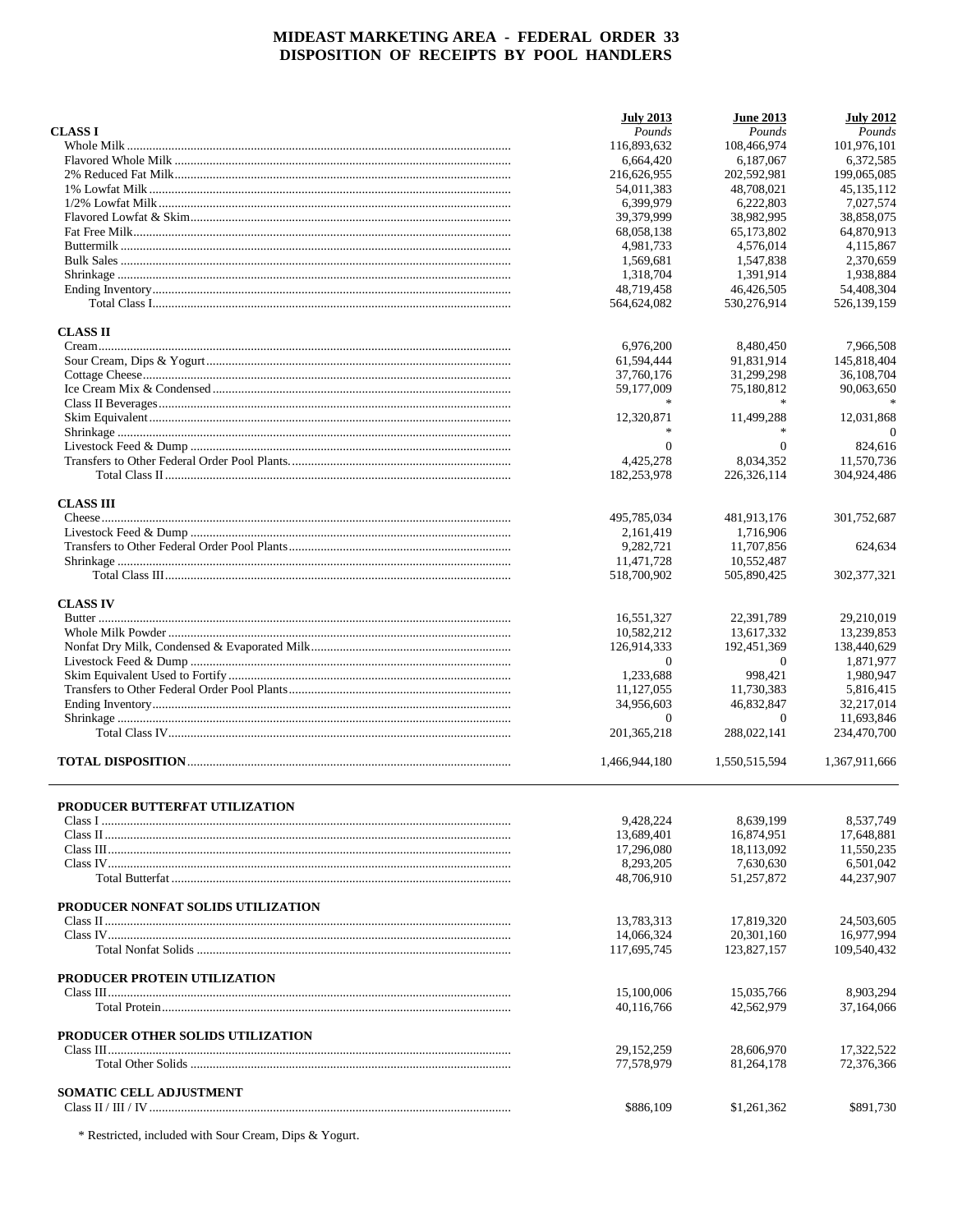# MIDEAST MARKETING AREA - FEDERAL ORDER 33
## DISPOSITION OF RECEIPTS BY POOL HANDLERS

| | July 2013 | June 2013 | July 2012 |
|---|---|---|---|
| **CLASS I** | *Pounds* | *Pounds* | *Pounds* |
| Whole Milk | 116,893,632 | 108,466,974 | 101,976,101 |
| Flavored Whole Milk | 6,664,420 | 6,187,067 | 6,372,585 |
| 2% Reduced Fat Milk | 216,626,955 | 202,592,981 | 199,065,085 |
| 1% Lowfat Milk | 54,011,383 | 48,708,021 | 45,135,112 |
| 1/2% Lowfat Milk | 6,399,979 | 6,222,803 | 7,027,574 |
| Flavored Lowfat & Skim | 39,379,999 | 38,982,995 | 38,858,075 |
| Fat Free Milk | 68,058,138 | 65,173,802 | 64,870,913 |
| Buttermilk | 4,981,733 | 4,576,014 | 4,115,867 |
| Bulk Sales | 1,569,681 | 1,547,838 | 2,370,659 |
| Shrinkage | 1,318,704 | 1,391,914 | 1,938,884 |
| Ending Inventory | 48,719,458 | 46,426,505 | 54,408,304 |
| Total Class I | 564,624,082 | 530,276,914 | 526,139,159 |
| **CLASS II** | | | |
| Cream | 6,976,200 | 8,480,450 | 7,966,508 |
| Sour Cream, Dips & Yogurt | 61,594,444 | 91,831,914 | 145,818,404 |
| Cottage Cheese | 37,760,176 | 31,299,298 | 36,108,704 |
| Ice Cream Mix & Condensed | 59,177,009 | 75,180,812 | 90,063,650 |
| Class II Beverages | * | * | * |
| Skim Equivalent | 12,320,871 | 11,499,288 | 12,031,868 |
| Shrinkage | * | * | 0 |
| Livestock Feed & Dump | 0 | 0 | 824,616 |
| Transfers to Other Federal Order Pool Plants. | 4,425,278 | 8,034,352 | 11,570,736 |
| Total Class II | 182,253,978 | 226,326,114 | 304,924,486 |
| **CLASS III** | | | |
| Cheese | 495,785,034 | 481,913,176 | 301,752,687 |
| Livestock Feed & Dump | 2,161,419 | 1,716,906 | |
| Transfers to Other Federal Order Pool Plants | 9,282,721 | 11,707,856 | 624,634 |
| Shrinkage | 11,471,728 | 10,552,487 | |
| Total Class III | 518,700,902 | 505,890,425 | 302,377,321 |
| **CLASS IV** | | | |
| Butter | 16,551,327 | 22,391,789 | 29,210,019 |
| Whole Milk Powder | 10,582,212 | 13,617,332 | 13,239,853 |
| Nonfat Dry Milk, Condensed & Evaporated Milk | 126,914,333 | 192,451,369 | 138,440,629 |
| Livestock Feed & Dump | 0 | 0 | 1,871,977 |
| Skim Equivalent Used to Fortify | 1,233,688 | 998,421 | 1,980,947 |
| Transfers to Other Federal Order Pool Plants | 11,127,055 | 11,730,383 | 5,816,415 |
| Ending Inventory | 34,956,603 | 46,832,847 | 32,217,014 |
| Shrinkage | 0 | 0 | 11,693,846 |
| Total Class IV | 201,365,218 | 288,022,141 | 234,470,700 |
| **TOTAL DISPOSITION** | 1,466,944,180 | 1,550,515,594 | 1,367,911,666 |

| | July 2013 | June 2013 | July 2012 |
|---|---|---|---|
| **PRODUCER BUTTERFAT UTILIZATION** | | | |
| Class I | 9,428,224 | 8,639,199 | 8,537,749 |
| Class II | 13,689,401 | 16,874,951 | 17,648,881 |
| Class III | 17,296,080 | 18,113,092 | 11,550,235 |
| Class IV | 8,293,205 | 7,630,630 | 6,501,042 |
| Total Butterfat | 48,706,910 | 51,257,872 | 44,237,907 |
| **PRODUCER NONFAT SOLIDS UTILIZATION** | | | |
| Class II | 13,783,313 | 17,819,320 | 24,503,605 |
| Class IV | 14,066,324 | 20,301,160 | 16,977,994 |
| Total Nonfat Solids | 117,695,745 | 123,827,157 | 109,540,432 |
| **PRODUCER PROTEIN UTILIZATION** | | | |
| Class III | 15,100,006 | 15,035,766 | 8,903,294 |
| Total Protein | 40,116,766 | 42,562,979 | 37,164,066 |
| **PRODUCER OTHER SOLIDS UTILIZATION** | | | |
| Class III | 29,152,259 | 28,606,970 | 17,322,522 |
| Total Other Solids | 77,578,979 | 81,264,178 | 72,376,366 |
| **SOMATIC CELL ADJUSTMENT** | | | |
| Class II / III / IV | $886,109 | $1,261,362 | $891,730 |

* Restricted, included with Sour Cream, Dips & Yogurt.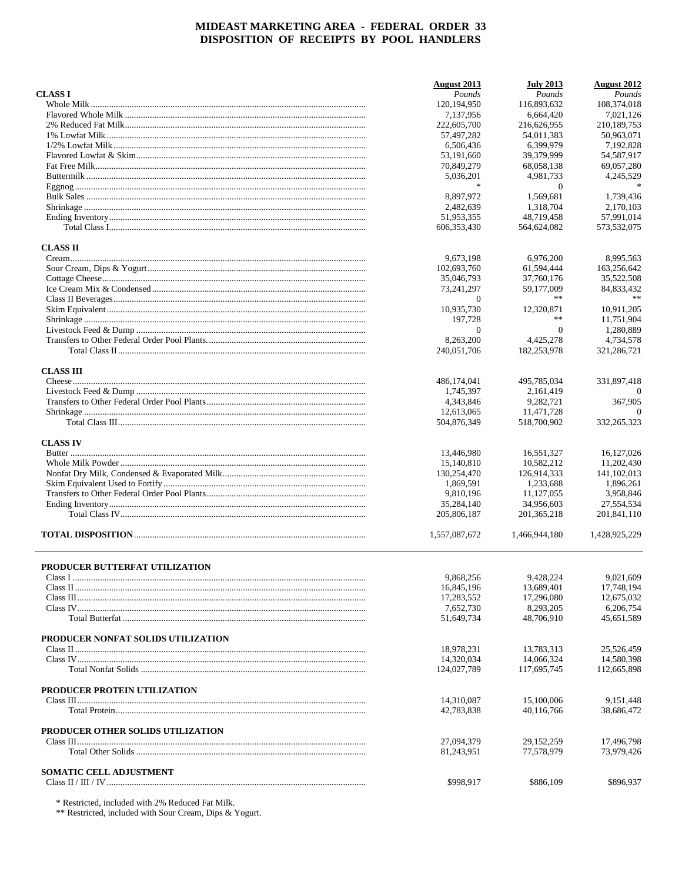# MIDEAST MARKETING AREA - FEDERAL ORDER 33
## DISPOSITION OF RECEIPTS BY POOL HANDLERS

| | August 2013 | July 2013 | August 2012 |
|---|---|---|---|
| **CLASS I** | *Pounds* | *Pounds* | *Pounds* |
| Whole Milk | 120,194,950 | 116,893,632 | 108,374,018 |
| Flavored Whole Milk | 7,137,956 | 6,664,420 | 7,021,126 |
| 2% Reduced Fat Milk | 222,605,700 | 216,626,955 | 210,189,753 |
| 1% Lowfat Milk | 57,497,282 | 54,011,383 | 50,963,071 |
| 1/2% Lowfat Milk | 6,506,436 | 6,399,979 | 7,192,828 |
| Flavored Lowfat & Skim | 53,191,660 | 39,379,999 | 54,587,917 |
| Fat Free Milk | 70,849,279 | 68,058,138 | 69,057,280 |
| Buttermilk | 5,036,201 | 4,981,733 | 4,245,529 |
| Eggnog | * | 0 | * |
| Bulk Sales | 8,897,972 | 1,569,681 | 1,739,436 |
| Shrinkage | 2,482,639 | 1,318,704 | 2,170,103 |
| Ending Inventory | 51,953,355 | 48,719,458 | 57,991,014 |
| Total Class I | 606,353,430 | 564,624,082 | 573,532,075 |
| **CLASS II** | | | |
| Cream | 9,673,198 | 6,976,200 | 8,995,563 |
| Sour Cream, Dips & Yogurt | 102,693,760 | 61,594,444 | 163,256,642 |
| Cottage Cheese | 35,046,793 | 37,760,176 | 35,522,508 |
| Ice Cream Mix & Condensed | 73,241,297 | 59,177,009 | 84,833,432 |
| Class II Beverages | 0 | ** | ** |
| Skim Equivalent | 10,935,730 | 12,320,871 | 10,911,205 |
| Shrinkage | 197,728 | ** | 11,751,904 |
| Livestock Feed & Dump | 0 | 0 | 1,280,889 |
| Transfers to Other Federal Order Pool Plants | 8,263,200 | 4,425,278 | 4,734,578 |
| Total Class II | 240,051,706 | 182,253,978 | 321,286,721 |
| **CLASS III** | | | |
| Cheese | 486,174,041 | 495,785,034 | 331,897,418 |
| Livestock Feed & Dump | 1,745,397 | 2,161,419 | 0 |
| Transfers to Other Federal Order Pool Plants | 4,343,846 | 9,282,721 | 367,905 |
| Shrinkage | 12,613,065 | 11,471,728 | 0 |
| Total Class III | 504,876,349 | 518,700,902 | 332,265,323 |
| **CLASS IV** | | | |
| Butter | 13,446,980 | 16,551,327 | 16,127,026 |
| Whole Milk Powder | 15,140,810 | 10,582,212 | 11,202,430 |
| Nonfat Dry Milk, Condensed & Evaporated Milk | 130,254,470 | 126,914,333 | 141,102,013 |
| Skim Equivalent Used to Fortify | 1,869,591 | 1,233,688 | 1,896,261 |
| Transfers to Other Federal Order Pool Plants | 9,810,196 | 11,127,055 | 3,958,846 |
| Ending Inventory | 35,284,140 | 34,956,603 | 27,554,534 |
| Total Class IV | 205,806,187 | 201,365,218 | 201,841,110 |
| **TOTAL DISPOSITION** | 1,557,087,672 | 1,466,944,180 | 1,428,925,229 |

| | August 2013 | July 2013 | August 2012 |
|---|---|---|---|
| **PRODUCER BUTTERFAT UTILIZATION** | | | |
| Class I | 9,868,256 | 9,428,224 | 9,021,609 |
| Class II | 16,845,196 | 13,689,401 | 17,748,194 |
| Class III | 17,283,552 | 17,296,080 | 12,675,032 |
| Class IV | 7,652,730 | 8,293,205 | 6,206,754 |
| Total Butterfat | 51,649,734 | 48,706,910 | 45,651,589 |
| **PRODUCER NONFAT SOLIDS UTILIZATION** | | | |
| Class II | 18,978,231 | 13,783,313 | 25,526,459 |
| Class IV | 14,320,034 | 14,066,324 | 14,580,398 |
| Total Nonfat Solids | 124,027,789 | 117,695,745 | 112,665,898 |
| **PRODUCER PROTEIN UTILIZATION** | | | |
| Class III | 14,310,087 | 15,100,006 | 9,151,448 |
| Total Protein | 42,783,838 | 40,116,766 | 38,686,472 |
| **PRODUCER OTHER SOLIDS UTILIZATION** | | | |
| Class III | 27,094,379 | 29,152,259 | 17,496,798 |
| Total Other Solids | 81,243,951 | 77,578,979 | 73,979,426 |
| **SOMATIC CELL ADJUSTMENT** | | | |
| Class II / III / IV | $998,917 | $886,109 | $896,937 |

\* Restricted, included with 2% Reduced Fat Milk.
\*\* Restricted, included with Sour Cream, Dips & Yogurt.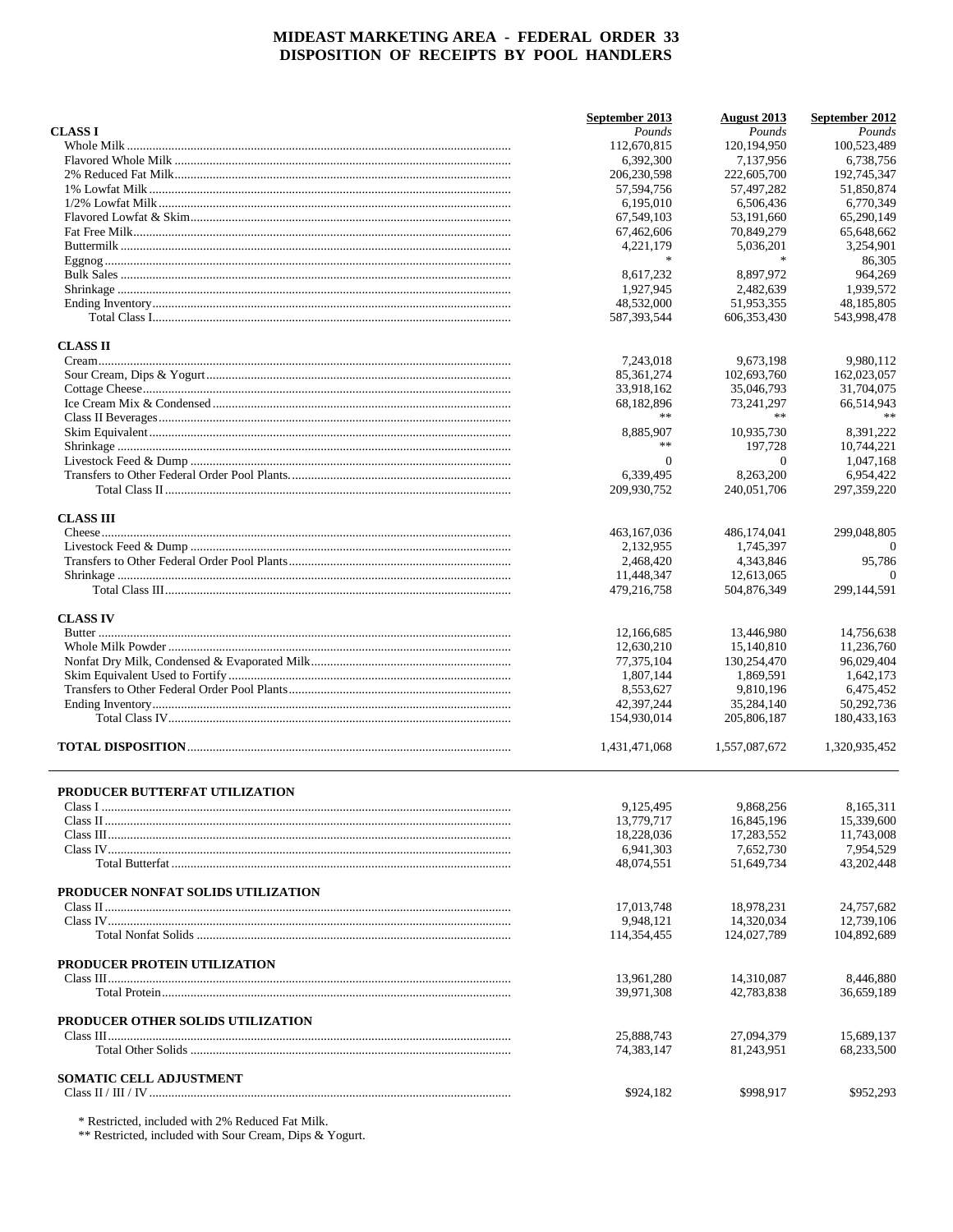# MIDEAST MARKETING AREA - FEDERAL ORDER 33
## DISPOSITION OF RECEIPTS BY POOL HANDLERS

| | September 2013 | August 2013 | September 2012 |
|---|---|---|---|
| **CLASS I** | *Pounds* | *Pounds* | *Pounds* |
| Whole Milk | 112,670,815 | 120,194,950 | 100,523,489 |
| Flavored Whole Milk | 6,392,300 | 7,137,956 | 6,738,756 |
| 2% Reduced Fat Milk | 206,230,598 | 222,605,700 | 192,745,347 |
| 1% Lowfat Milk | 57,594,756 | 57,497,282 | 51,850,874 |
| 1/2% Lowfat Milk | 6,195,010 | 6,506,436 | 6,770,349 |
| Flavored Lowfat & Skim | 67,549,103 | 53,191,660 | 65,290,149 |
| Fat Free Milk | 67,462,606 | 70,849,279 | 65,648,662 |
| Buttermilk | 4,221,179 | 5,036,201 | 3,254,901 |
| Eggnog | * | * | 86,305 |
| Bulk Sales | 8,617,232 | 8,897,972 | 964,269 |
| Shrinkage | 1,927,945 | 2,482,639 | 1,939,572 |
| Ending Inventory | 48,532,000 | 51,953,355 | 48,185,805 |
| Total Class I | 587,393,544 | 606,353,430 | 543,998,478 |
| **CLASS II** | | | |
| Cream | 7,243,018 | 9,673,198 | 9,980,112 |
| Sour Cream, Dips & Yogurt | 85,361,274 | 102,693,760 | 162,023,057 |
| Cottage Cheese | 33,918,162 | 35,046,793 | 31,704,075 |
| Ice Cream Mix & Condensed | 68,182,896 | 73,241,297 | 66,514,943 |
| Class II Beverages | ** | ** | ** |
| Skim Equivalent | 8,885,907 | 10,935,730 | 8,391,222 |
| Shrinkage | ** | 197,728 | 10,744,221 |
| Livestock Feed & Dump | 0 | 0 | 1,047,168 |
| Transfers to Other Federal Order Pool Plants | 6,339,495 | 8,263,200 | 6,954,422 |
| Total Class II | 209,930,752 | 240,051,706 | 297,359,220 |
| **CLASS III** | | | |
| Cheese | 463,167,036 | 486,174,041 | 299,048,805 |
| Livestock Feed & Dump | 2,132,955 | 1,745,397 | 0 |
| Transfers to Other Federal Order Pool Plants | 2,468,420 | 4,343,846 | 95,786 |
| Shrinkage | 11,448,347 | 12,613,065 | 0 |
| Total Class III | 479,216,758 | 504,876,349 | 299,144,591 |
| **CLASS IV** | | | |
| Butter | 12,166,685 | 13,446,980 | 14,756,638 |
| Whole Milk Powder | 12,630,210 | 15,140,810 | 11,236,760 |
| Nonfat Dry Milk, Condensed & Evaporated Milk | 77,375,104 | 130,254,470 | 96,029,404 |
| Skim Equivalent Used to Fortify | 1,807,144 | 1,869,591 | 1,642,173 |
| Transfers to Other Federal Order Pool Plants | 8,553,627 | 9,810,196 | 6,475,452 |
| Ending Inventory | 42,397,244 | 35,284,140 | 50,292,736 |
| Total Class IV | 154,930,014 | 205,806,187 | 180,433,163 |
| **TOTAL DISPOSITION** | 1,431,471,068 | 1,557,087,672 | 1,320,935,452 |

| | September 2013 | August 2013 | September 2012 |
|---|---|---|---|
| **PRODUCER BUTTERFAT UTILIZATION** | | | |
| Class I | 9,125,495 | 9,868,256 | 8,165,311 |
| Class II | 13,779,717 | 16,845,196 | 15,339,600 |
| Class III | 18,228,036 | 17,283,552 | 11,743,008 |
| Class IV | 6,941,303 | 7,652,730 | 7,954,529 |
| Total Butterfat | 48,074,551 | 51,649,734 | 43,202,448 |
| **PRODUCER NONFAT SOLIDS UTILIZATION** | | | |
| Class II | 17,013,748 | 18,978,231 | 24,757,682 |
| Class IV | 9,948,121 | 14,320,034 | 12,739,106 |
| Total Nonfat Solids | 114,354,455 | 124,027,789 | 104,892,689 |
| **PRODUCER PROTEIN UTILIZATION** | | | |
| Class III | 13,961,280 | 14,310,087 | 8,446,880 |
| Total Protein | 39,971,308 | 42,783,838 | 36,659,189 |
| **PRODUCER OTHER SOLIDS UTILIZATION** | | | |
| Class III | 25,888,743 | 27,094,379 | 15,689,137 |
| Total Other Solids | 74,383,147 | 81,243,951 | 68,233,500 |
| **SOMATIC CELL ADJUSTMENT** | | | |
| Class II / III / IV | $924,182 | $998,917 | $952,293 |

\* Restricted, included with 2% Reduced Fat Milk.
\** Restricted, included with Sour Cream, Dips & Yogurt.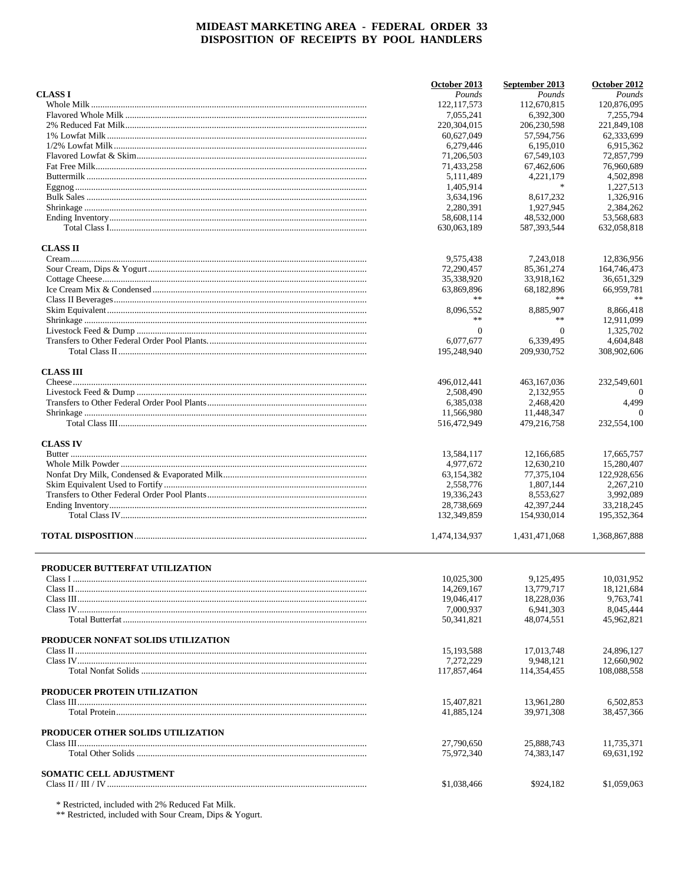# MIDEAST MARKETING AREA - FEDERAL ORDER 33
## DISPOSITION OF RECEIPTS BY POOL HANDLERS

| | October 2013 | September 2013 | October 2012 |
|---|---|---|---|
| **CLASS I** | *Pounds* | *Pounds* | *Pounds* |
| Whole Milk | 122,117,573 | 112,670,815 | 120,876,095 |
| Flavored Whole Milk | 7,055,241 | 6,392,300 | 7,255,794 |
| 2% Reduced Fat Milk | 220,304,015 | 206,230,598 | 221,849,108 |
| 1% Lowfat Milk | 60,627,049 | 57,594,756 | 62,333,699 |
| 1/2% Lowfat Milk | 6,279,446 | 6,195,010 | 6,915,362 |
| Flavored Lowfat & Skim | 71,206,503 | 67,549,103 | 72,857,799 |
| Fat Free Milk | 71,433,258 | 67,462,606 | 76,960,689 |
| Buttermilk | 5,111,489 | 4,221,179 | 4,502,898 |
| Eggnog | 1,405,914 | * | 1,227,513 |
| Bulk Sales | 3,634,196 | 8,617,232 | 1,326,916 |
| Shrinkage | 2,280,391 | 1,927,945 | 2,384,262 |
| Ending Inventory | 58,608,114 | 48,532,000 | 53,568,683 |
| Total Class I | 630,063,189 | 587,393,544 | 632,058,818 |
| **CLASS II** | | | |
| Cream | 9,575,438 | 7,243,018 | 12,836,956 |
| Sour Cream, Dips & Yogurt | 72,290,457 | 85,361,274 | 164,746,473 |
| Cottage Cheese | 35,338,920 | 33,918,162 | 36,651,329 |
| Ice Cream Mix & Condensed | 63,869,896 | 68,182,896 | 66,959,781 |
| Class II Beverages | ** | ** | ** |
| Skim Equivalent | 8,096,552 | 8,885,907 | 8,866,418 |
| Shrinkage | ** | ** | 12,911,099 |
| Livestock Feed & Dump | 0 | 0 | 1,325,702 |
| Transfers to Other Federal Order Pool Plants | 6,077,677 | 6,339,495 | 4,604,848 |
| Total Class II | 195,248,940 | 209,930,752 | 308,902,606 |
| **CLASS III** | | | |
| Cheese | 496,012,441 | 463,167,036 | 232,549,601 |
| Livestock Feed & Dump | 2,508,490 | 2,132,955 | 0 |
| Transfers to Other Federal Order Pool Plants | 6,385,038 | 2,468,420 | 4,499 |
| Shrinkage | 11,566,980 | 11,448,347 | 0 |
| Total Class III | 516,472,949 | 479,216,758 | 232,554,100 |
| **CLASS IV** | | | |
| Butter | 13,584,117 | 12,166,685 | 17,665,757 |
| Whole Milk Powder | 4,977,672 | 12,630,210 | 15,280,407 |
| Nonfat Dry Milk, Condensed & Evaporated Milk | 63,154,382 | 77,375,104 | 122,928,656 |
| Skim Equivalent Used to Fortify | 2,558,776 | 1,807,144 | 2,267,210 |
| Transfers to Other Federal Order Pool Plants | 19,336,243 | 8,553,627 | 3,992,089 |
| Ending Inventory | 28,738,669 | 42,397,244 | 33,218,245 |
| Total Class IV | 132,349,859 | 154,930,014 | 195,352,364 |
| **TOTAL DISPOSITION** | 1,474,134,937 | 1,431,471,068 | 1,368,867,888 |

| | October 2013 | September 2013 | October 2012 |
|---|---|---|---|
| **PRODUCER BUTTERFAT UTILIZATION** | | | |
| Class I | 10,025,300 | 9,125,495 | 10,031,952 |
| Class II | 14,269,167 | 13,779,717 | 18,121,684 |
| Class III | 19,046,417 | 18,228,036 | 9,763,741 |
| Class IV | 7,000,937 | 6,941,303 | 8,045,444 |
| Total Butterfat | 50,341,821 | 48,074,551 | 45,962,821 |
| **PRODUCER NONFAT SOLIDS UTILIZATION** | | | |
| Class II | 15,193,588 | 17,013,748 | 24,896,127 |
| Class IV | 7,272,229 | 9,948,121 | 12,660,902 |
| Total Nonfat Solids | 117,857,464 | 114,354,455 | 108,088,558 |
| **PRODUCER PROTEIN UTILIZATION** | | | |
| Class III | 15,407,821 | 13,961,280 | 6,502,853 |
| Total Protein | 41,885,124 | 39,971,308 | 38,457,366 |
| **PRODUCER OTHER SOLIDS UTILIZATION** | | | |
| Class III | 27,790,650 | 25,888,743 | 11,735,371 |
| Total Other Solids | 75,972,340 | 74,383,147 | 69,631,192 |
| **SOMATIC CELL ADJUSTMENT** | | | |
| Class II / III / IV | $1,038,466 | $924,182 | $1,059,063 |

* Restricted, included with 2% Reduced Fat Milk.
** Restricted, included with Sour Cream, Dips & Yogurt.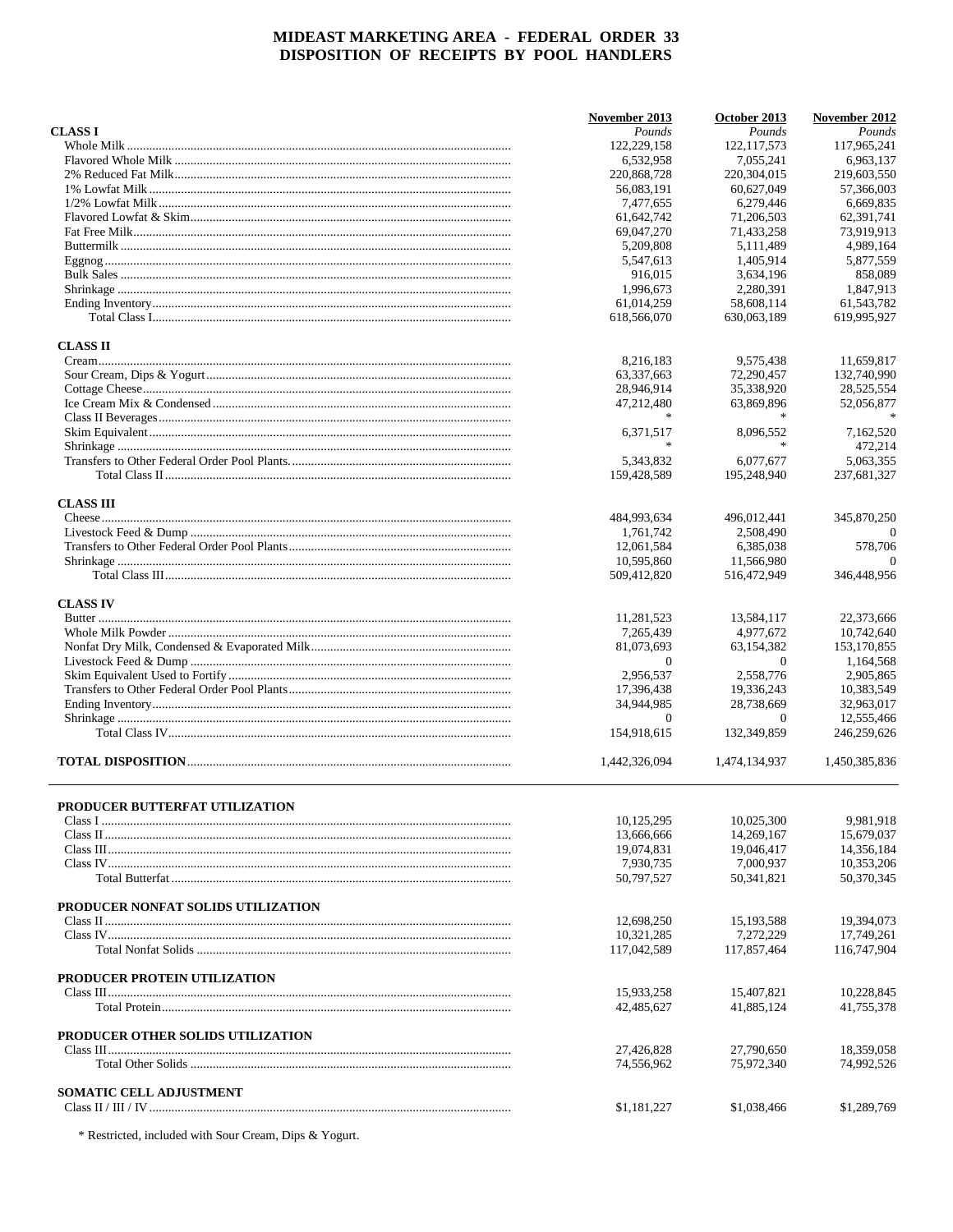# MIDEAST MARKETING AREA - FEDERAL ORDER 33
## DISPOSITION OF RECEIPTS BY POOL HANDLERS

| | November 2013 | October 2013 | November 2012 |
|---|---|---|---|
| **CLASS I** | *Pounds* | *Pounds* | *Pounds* |
| Whole Milk | 122,229,158 | 122,117,573 | 117,965,241 |
| Flavored Whole Milk | 6,532,958 | 7,055,241 | 6,963,137 |
| 2% Reduced Fat Milk | 220,868,728 | 220,304,015 | 219,603,550 |
| 1% Lowfat Milk | 56,083,191 | 60,627,049 | 57,366,003 |
| 1/2% Lowfat Milk | 7,477,655 | 6,279,446 | 6,669,835 |
| Flavored Lowfat & Skim | 61,642,742 | 71,206,503 | 62,391,741 |
| Fat Free Milk | 69,047,270 | 71,433,258 | 73,919,913 |
| Buttermilk | 5,209,808 | 5,111,489 | 4,989,164 |
| Eggnog | 5,547,613 | 1,405,914 | 5,877,559 |
| Bulk Sales | 916,015 | 3,634,196 | 858,089 |
| Shrinkage | 1,996,673 | 2,280,391 | 1,847,913 |
| Ending Inventory | 61,014,259 | 58,608,114 | 61,543,782 |
| Total Class I | 618,566,070 | 630,063,189 | 619,995,927 |
| **CLASS II** | | | |
| Cream | 8,216,183 | 9,575,438 | 11,659,817 |
| Sour Cream, Dips & Yogurt | 63,337,663 | 72,290,457 | 132,740,990 |
| Cottage Cheese | 28,946,914 | 35,338,920 | 28,525,554 |
| Ice Cream Mix & Condensed | 47,212,480 | 63,869,896 | 52,056,877 |
| Class II Beverages | * | * | * |
| Skim Equivalent | 6,371,517 | 8,096,552 | 7,162,520 |
| Shrinkage | * | * | 472,214 |
| Transfers to Other Federal Order Pool Plants | 5,343,832 | 6,077,677 | 5,063,355 |
| Total Class II | 159,428,589 | 195,248,940 | 237,681,327 |
| **CLASS III** | | | |
| Cheese | 484,993,634 | 496,012,441 | 345,870,250 |
| Livestock Feed & Dump | 1,761,742 | 2,508,490 | 0 |
| Transfers to Other Federal Order Pool Plants | 12,061,584 | 6,385,038 | 578,706 |
| Shrinkage | 10,595,860 | 11,566,980 | 0 |
| Total Class III | 509,412,820 | 516,472,949 | 346,448,956 |
| **CLASS IV** | | | |
| Butter | 11,281,523 | 13,584,117 | 22,373,666 |
| Whole Milk Powder | 7,265,439 | 4,977,672 | 10,742,640 |
| Nonfat Dry Milk, Condensed & Evaporated Milk | 81,073,693 | 63,154,382 | 153,170,855 |
| Livestock Feed & Dump | 0 | 0 | 1,164,568 |
| Skim Equivalent Used to Fortify | 2,956,537 | 2,558,776 | 2,905,865 |
| Transfers to Other Federal Order Pool Plants | 17,396,438 | 19,336,243 | 10,383,549 |
| Ending Inventory | 34,944,985 | 28,738,669 | 32,963,017 |
| Shrinkage | 0 | 0 | 12,555,466 |
| Total Class IV | 154,918,615 | 132,349,859 | 246,259,626 |
| **TOTAL DISPOSITION** | 1,442,326,094 | 1,474,134,937 | 1,450,385,836 |

| | November 2013 | October 2013 | November 2012 |
|---|---|---|---|
| **PRODUCER BUTTERFAT UTILIZATION** | | | |
| Class I | 10,125,295 | 10,025,300 | 9,981,918 |
| Class II | 13,666,666 | 14,269,167 | 15,679,037 |
| Class III | 19,074,831 | 19,046,417 | 14,356,184 |
| Class IV | 7,930,735 | 7,000,937 | 10,353,206 |
| Total Butterfat | 50,797,527 | 50,341,821 | 50,370,345 |
| **PRODUCER NONFAT SOLIDS UTILIZATION** | | | |
| Class II | 12,698,250 | 15,193,588 | 19,394,073 |
| Class IV | 10,321,285 | 7,272,229 | 17,749,261 |
| Total Nonfat Solids | 117,042,589 | 117,857,464 | 116,747,904 |
| **PRODUCER PROTEIN UTILIZATION** | | | |
| Class III | 15,933,258 | 15,407,821 | 10,228,845 |
| Total Protein | 42,485,627 | 41,885,124 | 41,755,378 |
| **PRODUCER OTHER SOLIDS UTILIZATION** | | | |
| Class III | 27,426,828 | 27,790,650 | 18,359,058 |
| Total Other Solids | 74,556,962 | 75,972,340 | 74,992,526 |
| **SOMATIC CELL ADJUSTMENT** | | | |
| Class II / III / IV | $1,181,227 | $1,038,466 | $1,289,769 |

\* Restricted, included with Sour Cream, Dips & Yogurt.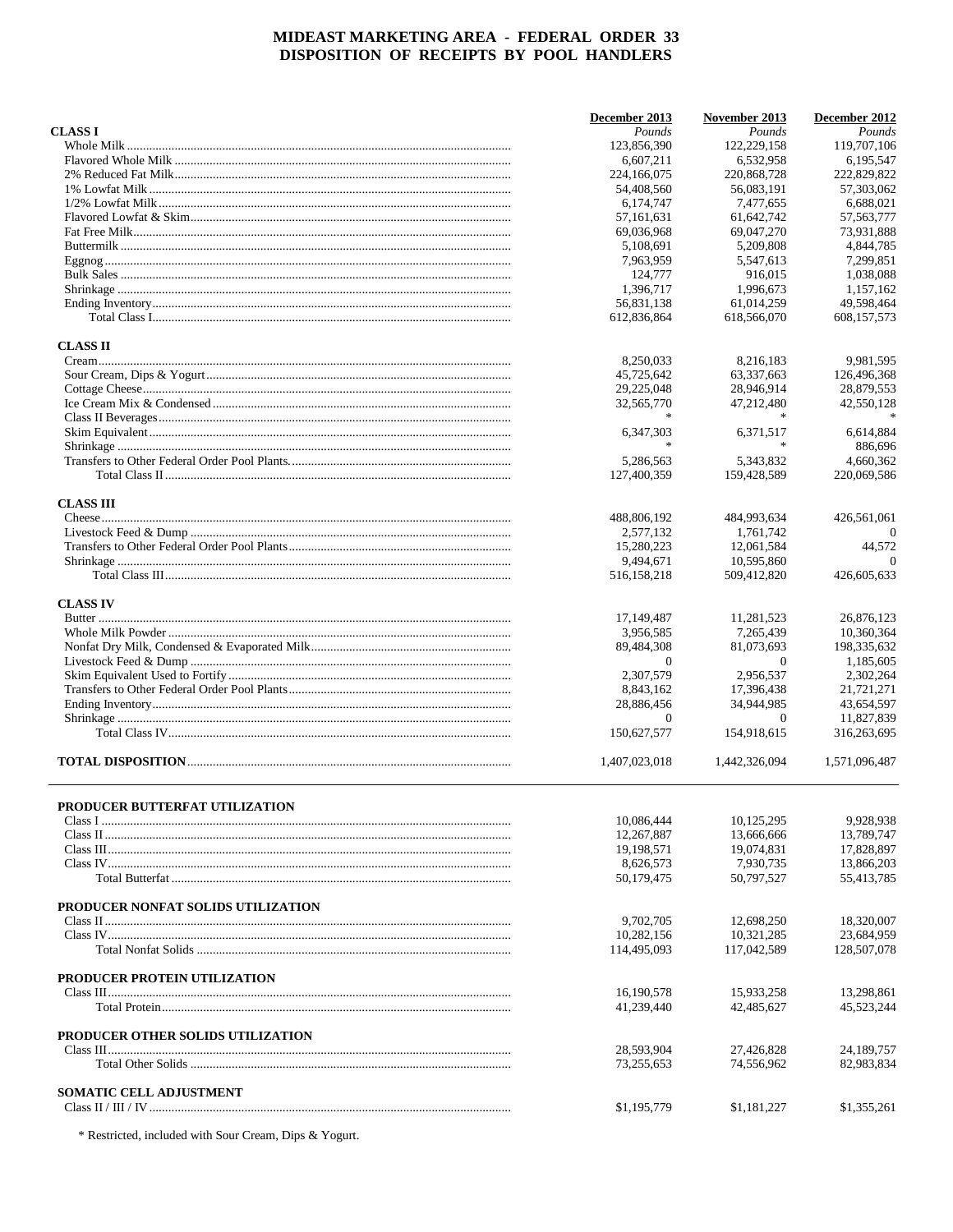# MIDEAST MARKETING AREA - FEDERAL ORDER 33
## DISPOSITION OF RECEIPTS BY POOL HANDLERS

| | December 2013 | November 2013 | December 2012 |
|---|---|---|---|
| **CLASS I** | *Pounds* | *Pounds* | *Pounds* |
| Whole Milk | 123,856,390 | 122,229,158 | 119,707,106 |
| Flavored Whole Milk | 6,607,211 | 6,532,958 | 6,195,547 |
| 2% Reduced Fat Milk | 224,166,075 | 220,868,728 | 222,829,822 |
| 1% Lowfat Milk | 54,408,560 | 56,083,191 | 57,303,062 |
| 1/2% Lowfat Milk | 6,174,747 | 7,477,655 | 6,688,021 |
| Flavored Lowfat & Skim | 57,161,631 | 61,642,742 | 57,563,777 |
| Fat Free Milk | 69,036,968 | 69,047,270 | 73,931,888 |
| Buttermilk | 5,108,691 | 5,209,808 | 4,844,785 |
| Eggnog | 7,963,959 | 5,547,613 | 7,299,851 |
| Bulk Sales | 124,777 | 916,015 | 1,038,088 |
| Shrinkage | 1,396,717 | 1,996,673 | 1,157,162 |
| Ending Inventory | 56,831,138 | 61,014,259 | 49,598,464 |
| Total Class I | 612,836,864 | 618,566,070 | 608,157,573 |
| **CLASS II** | | | |
| Cream | 8,250,033 | 8,216,183 | 9,981,595 |
| Sour Cream, Dips & Yogurt | 45,725,642 | 63,337,663 | 126,496,368 |
| Cottage Cheese | 29,225,048 | 28,946,914 | 28,879,553 |
| Ice Cream Mix & Condensed | 32,565,770 | 47,212,480 | 42,550,128 |
| Class II Beverages | * | * | * |
| Skim Equivalent | 6,347,303 | 6,371,517 | 6,614,884 |
| Shrinkage | * | * | 886,696 |
| Transfers to Other Federal Order Pool Plants | 5,286,563 | 5,343,832 | 4,660,362 |
| Total Class II | 127,400,359 | 159,428,589 | 220,069,586 |
| **CLASS III** | | | |
| Cheese | 488,806,192 | 484,993,634 | 426,561,061 |
| Livestock Feed & Dump | 2,577,132 | 1,761,742 | 0 |
| Transfers to Other Federal Order Pool Plants | 15,280,223 | 12,061,584 | 44,572 |
| Shrinkage | 9,494,671 | 10,595,860 | 0 |
| Total Class III | 516,158,218 | 509,412,820 | 426,605,633 |
| **CLASS IV** | | | |
| Butter | 17,149,487 | 11,281,523 | 26,876,123 |
| Whole Milk Powder | 3,956,585 | 7,265,439 | 10,360,364 |
| Nonfat Dry Milk, Condensed & Evaporated Milk | 89,484,308 | 81,073,693 | 198,335,632 |
| Livestock Feed & Dump | 0 | 0 | 1,185,605 |
| Skim Equivalent Used to Fortify | 2,307,579 | 2,956,537 | 2,302,264 |
| Transfers to Other Federal Order Pool Plants | 8,843,162 | 17,396,438 | 21,721,271 |
| Ending Inventory | 28,886,456 | 34,944,985 | 43,654,597 |
| Shrinkage | 0 | 0 | 11,827,839 |
| Total Class IV | 150,627,577 | 154,918,615 | 316,263,695 |
| **TOTAL DISPOSITION** | 1,407,023,018 | 1,442,326,094 | 1,571,096,487 |
| **PRODUCER BUTTERFAT UTILIZATION** | | | |
| Class I | 10,086,444 | 10,125,295 | 9,928,938 |
| Class II | 12,267,887 | 13,666,666 | 13,789,747 |
| Class III | 19,198,571 | 19,074,831 | 17,828,897 |
| Class IV | 8,626,573 | 7,930,735 | 13,866,203 |
| Total Butterfat | 50,179,475 | 50,797,527 | 55,413,785 |
| **PRODUCER NONFAT SOLIDS UTILIZATION** | | | |
| Class II | 9,702,705 | 12,698,250 | 18,320,007 |
| Class IV | 10,282,156 | 10,321,285 | 23,684,959 |
| Total Nonfat Solids | 114,495,093 | 117,042,589 | 128,507,078 |
| **PRODUCER PROTEIN UTILIZATION** | | | |
| Class III | 16,190,578 | 15,933,258 | 13,298,861 |
| Total Protein | 41,239,440 | 42,485,627 | 45,523,244 |
| **PRODUCER OTHER SOLIDS UTILIZATION** | | | |
| Class III | 28,593,904 | 27,426,828 | 24,189,757 |
| Total Other Solids | 73,255,653 | 74,556,962 | 82,983,834 |
| **SOMATIC CELL ADJUSTMENT** | | | |
| Class II / III / IV | $1,195,779 | $1,181,227 | $1,355,261 |

* Restricted, included with Sour Cream, Dips & Yogurt.